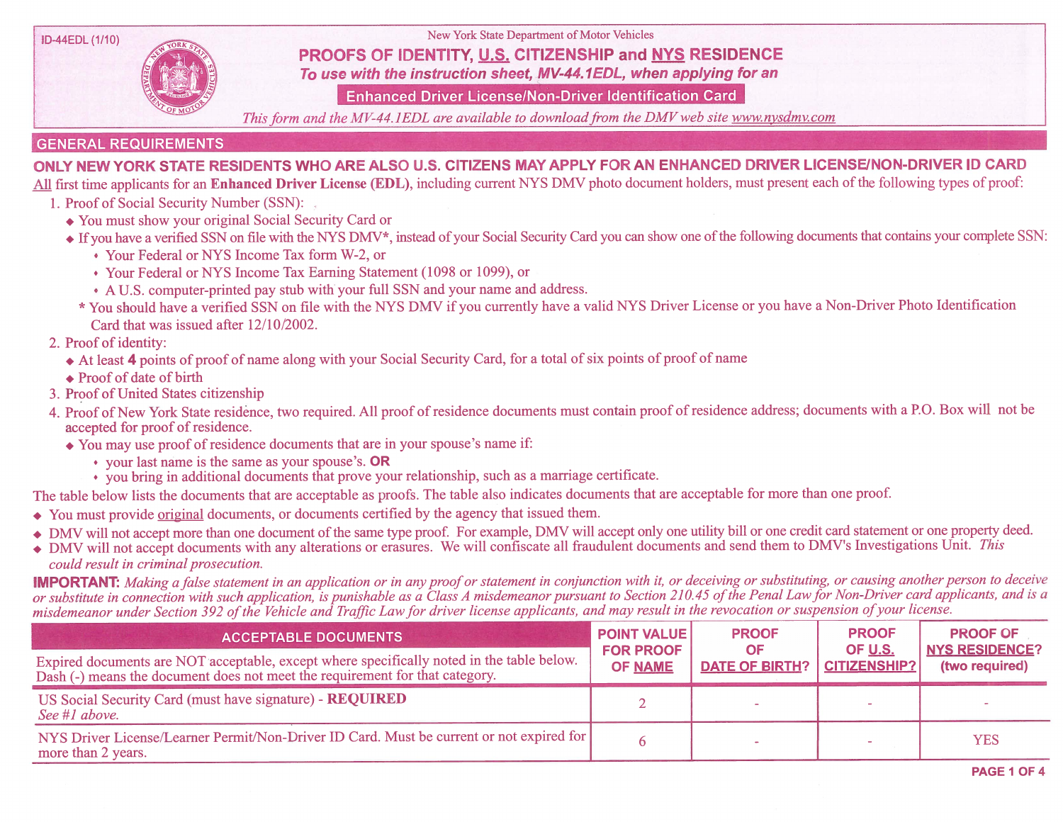ID-44EDL (1/10)

New York State Department of Motor Vehicles

# PROOFS OF IDENTITY, U.S. CITIZENSHIP and NYS RESIDENCE

*To use with the instruction sheet, MV-44.1EDL, when applying for an*

**Enhanced Driver License/Non-Driver Identification Card**

*This form and the MV-44.1EDL are available to download from the DMV web site www.nysdmv.com*

## GENERAL REQUIREMENTS

**ONLY NEW YORK STATE RESIDENTS WHO ARE ALSO U.S. CITIZENS MAY APPLY FOR AN ENHANCED DRIVER LICENSE/NON-DRIVER ID CARD**

All first time applicants for an **Enhanced Driver License (EDL)**, including current NYS DMV photo document holders, must present each of the following types of proof:

1. Proof of Social Security Number (SSN):
   - You must show your original Social Security Card or
   - If you have a verified SSN on file with the NYS DMV*, instead of your Social Security Card you can show one of the following documents that contains your complete SSN:
     - Your Federal or NYS Income Tax form W-2, or
     - Your Federal or NYS Income Tax Earning Statement (1098 or 1099), or
     - A U.S. computer-printed pay stub with your full SSN and your name and address.

   \* You should have a verified SSN on file with the NYS DMV if you currently have a valid NYS Driver License or you have a Non-Driver Photo Identification Card that was issued after 12/10/2002.
2. Proof of identity:
   - At least **4** points of proof of name along with your Social Security Card, for a total of six points of proof of name
   - Proof of date of birth
3. Proof of United States citizenship
4. Proof of New York State residence, two required. All proof of residence documents must contain proof of residence address; documents with a P.O. Box will not be accepted for proof of residence.
   - You may use proof of residence documents that are in your spouse's name if:
     - your last name is the same as your spouse's. **OR**
     - you bring in additional documents that prove your relationship, such as a marriage certificate.

The table below lists the documents that are acceptable as proofs. The table also indicates documents that are acceptable for more than one proof.

- You must provide original documents, or documents certified by the agency that issued them.
- DMV will not accept more than one document of the same type proof. For example, DMV will accept only one utility bill or one credit card statement or one property deed.
- DMV will not accept documents with any alterations or erasures. We will confiscate all fraudulent documents and send them to DMV's Investigations Unit. *This could result in criminal prosecution.*

**IMPORTANT:** *Making a false statement in an application or in any proof or statement in conjunction with it, or deceiving or substituting, or causing another person to deceive or substitute in connection with such application, is punishable as a Class A misdemeanor pursuant to Section 210.45 of the Penal Law for Non-Driver card applicants, and is a misdemeanor under Section 392 of the Vehicle and Traffic Law for driver license applicants, and may result in the revocation or suspension of your license.*

| ACCEPTABLE DOCUMENTS<br>Expired documents are NOT acceptable, except where specifically noted in the table below. Dash (-) means the document does not meet the requirement for that category. | POINT VALUE FOR PROOF OF NAME | PROOF OF DATE OF BIRTH? | PROOF OF U.S. CITIZENSHIP? | PROOF OF NYS RESIDENCE? (two required) |
|---|---|---|---|---|
| US Social Security Card (must have signature) - **REQUIRED**<br>*See #1 above.* | 2 | - | - | - |
| NYS Driver License/Learner Permit/Non-Driver ID Card. Must be current or not expired for more than 2 years. | 6 | - | - | YES |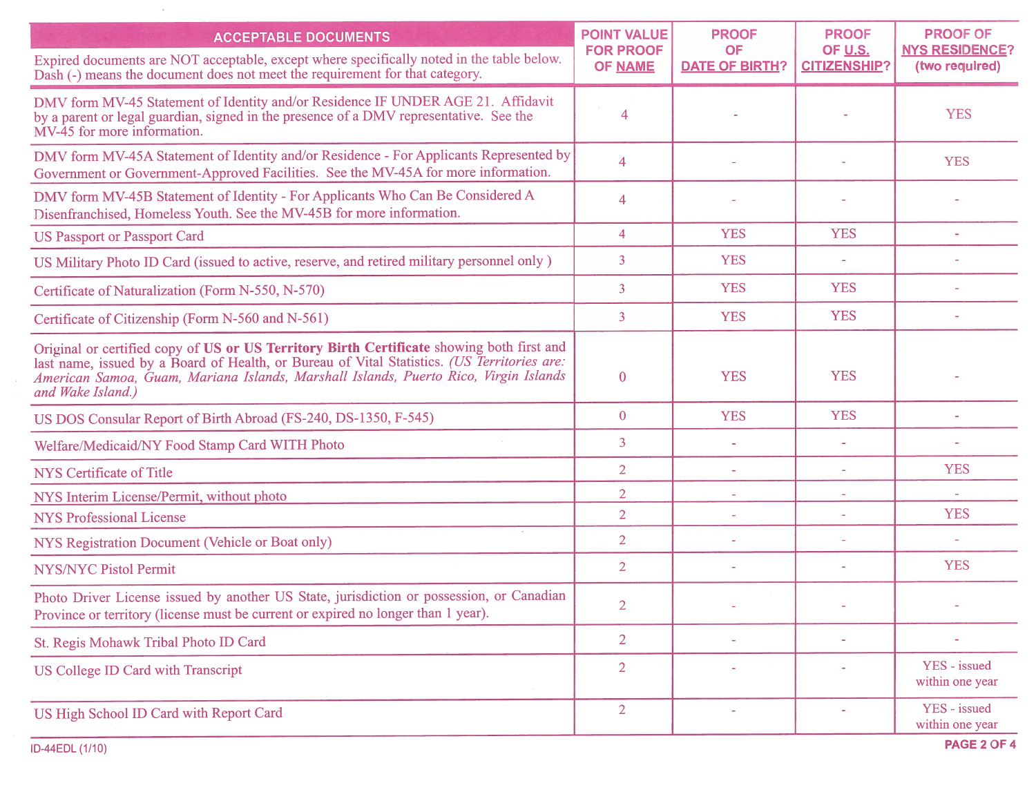| ACCEPTABLE DOCUMENTS<br>Expired documents are NOT acceptable, except where specifically noted in the table below. Dash (-) means the document does not meet the requirement for that category. | POINT VALUE FOR PROOF OF NAME | PROOF OF DATE OF BIRTH? | PROOF OF U.S. CITIZENSHIP? | PROOF OF NYS RESIDENCE? (two required) |
|---|---|---|---|---|
| DMV form MV-45 Statement of Identity and/or Residence IF UNDER AGE 21. Affidavit by a parent or legal guardian, signed in the presence of a DMV representative. See the MV-45 for more information. | 4 | - | - | YES |
| DMV form MV-45A Statement of Identity and/or Residence - For Applicants Represented by Government or Government-Approved Facilities. See the MV-45A for more information. | 4 | - | - | YES |
| DMV form MV-45B Statement of Identity - For Applicants Who Can Be Considered A Disenfranchised, Homeless Youth. See the MV-45B for more information. | 4 | - | - | - |
| US Passport or Passport Card | 4 | YES | YES | - |
| US Military Photo ID Card (issued to active, reserve, and retired military personnel only ) | 3 | YES | - | - |
| Certificate of Naturalization (Form N-550, N-570) | 3 | YES | YES | - |
| Certificate of Citizenship (Form N-560 and N-561) | 3 | YES | YES | - |
| Original or certified copy of **US or US Territory Birth Certificate** showing both first and last name, issued by a Board of Health, or Bureau of Vital Statistics. *(US Territories are: American Samoa, Guam, Mariana Islands, Marshall Islands, Puerto Rico, Virgin Islands and Wake Island.)* | 0 | YES | YES | - |
| US DOS Consular Report of Birth Abroad (FS-240, DS-1350, F-545) | 0 | YES | YES | - |
| Welfare/Medicaid/NY Food Stamp Card WITH Photo | 3 | - | - | - |
| NYS Certificate of Title | 2 | - | - | YES |
| NYS Interim License/Permit, without photo | 2 | - | - | - |
| NYS Professional License | 2 | - | - | YES |
| NYS Registration Document (Vehicle or Boat only) | 2 | - | - | - |
| NYS/NYC Pistol Permit | 2 | - | - | YES |
| Photo Driver License issued by another US State, jurisdiction or possession, or Canadian Province or territory (license must be current or expired no longer than 1 year). | 2 | - | - | - |
| St. Regis Mohawk Tribal Photo ID Card | 2 | - | - | - |
| US College ID Card with Transcript | 2 | - | - | YES - issued within one year |
| US High School ID Card with Report Card | 2 | - | - | YES - issued within one year |

ID-44EDL (1/10)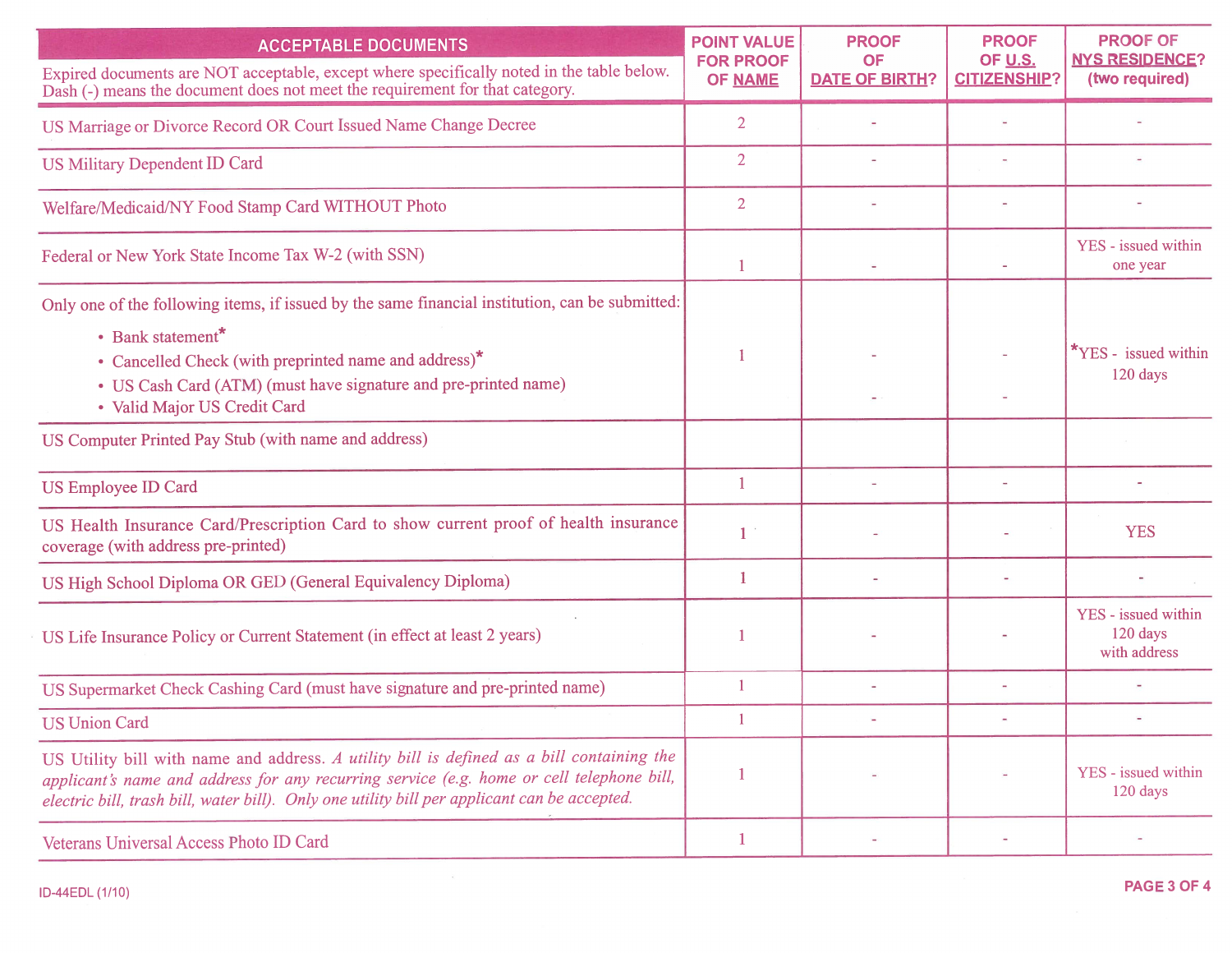| ACCEPTABLE DOCUMENTS<br>Expired documents are NOT acceptable, except where specifically noted in the table below. Dash (-) means the document does not meet the requirement for that category. | POINT VALUE FOR PROOF OF NAME | PROOF OF DATE OF BIRTH? | PROOF OF U.S. CITIZENSHIP? | PROOF OF NYS RESIDENCE? (two required) |
|---|---|---|---|---|
| US Marriage or Divorce Record OR Court Issued Name Change Decree | 2 | - | - | - |
| US Military Dependent ID Card | 2 | - | - | - |
| Welfare/Medicaid/NY Food Stamp Card WITHOUT Photo | 2 | - | - | - |
| Federal or New York State Income Tax W-2 (with SSN) | 1 | - | - | YES - issued within one year |
| Only one of the following items, if issued by the same financial institution, can be submitted:<br>• Bank statement*<br>• Cancelled Check (with preprinted name and address)*<br>• US Cash Card (ATM) (must have signature and pre-printed name)<br>• Valid Major US Credit Card | 1 | - | - | *YES - issued within 120 days |
| US Computer Printed Pay Stub (with name and address) | | | | |
| US Employee ID Card | 1 | - | - | - |
| US Health Insurance Card/Prescription Card to show current proof of health insurance coverage (with address pre-printed) | 1 | - | - | YES |
| US High School Diploma OR GED (General Equivalency Diploma) | 1 | - | - | - |
| US Life Insurance Policy or Current Statement (in effect at least 2 years) | 1 | - | - | YES - issued within 120 days with address |
| US Supermarket Check Cashing Card (must have signature and pre-printed name) | 1 | - | - | - |
| US Union Card | 1 | - | - | - |
| US Utility bill with name and address. *A utility bill is defined as a bill containing the applicant's name and address for any recurring service (e.g. home or cell telephone bill, electric bill, trash bill, water bill). Only one utility bill per applicant can be accepted.* | 1 | - | - | YES - issued within 120 days |
| Veterans Universal Access Photo ID Card | 1 | - | - | - |

ID-44EDL (1/10)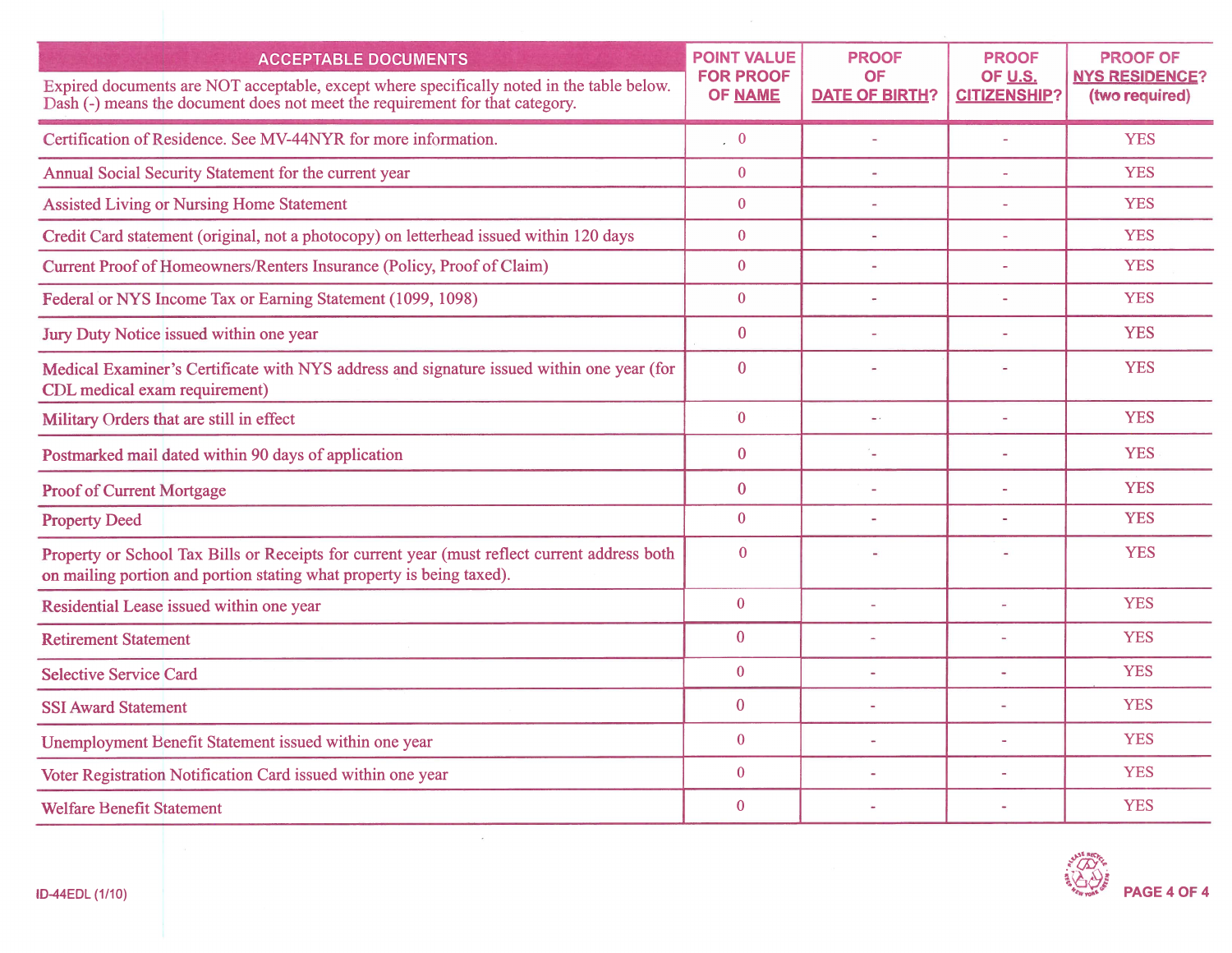| ACCEPTABLE DOCUMENTS<br>Expired documents are NOT acceptable, except where specifically noted in the table below. Dash (-) means the document does not meet the requirement for that category. | POINT VALUE FOR PROOF OF NAME | PROOF OF DATE OF BIRTH? | PROOF OF U.S. CITIZENSHIP? | PROOF OF NYS RESIDENCE? (two required) |
|---|---|---|---|---|
| Certification of Residence. See MV-44NYR for more information. | 0 | - | - | YES |
| Annual Social Security Statement for the current year | 0 | - | - | YES |
| Assisted Living or Nursing Home Statement | 0 | - | - | YES |
| Credit Card statement (original, not a photocopy) on letterhead issued within 120 days | 0 | - | - | YES |
| Current Proof of Homeowners/Renters Insurance (Policy, Proof of Claim) | 0 | - | - | YES |
| Federal or NYS Income Tax or Earning Statement (1099, 1098) | 0 | - | - | YES |
| Jury Duty Notice issued within one year | 0 | - | - | YES |
| Medical Examiner's Certificate with NYS address and signature issued within one year (for CDL medical exam requirement) | 0 | - | - | YES |
| Military Orders that are still in effect | 0 | - | - | YES |
| Postmarked mail dated within 90 days of application | 0 | - | - | YES |
| Proof of Current Mortgage | 0 | - | - | YES |
| Property Deed | 0 | - | - | YES |
| Property or School Tax Bills or Receipts for current year (must reflect current address both on mailing portion and portion stating what property is being taxed). | 0 | - | - | YES |
| Residential Lease issued within one year | 0 | - | - | YES |
| Retirement Statement | 0 | - | - | YES |
| Selective Service Card | 0 | - | - | YES |
| SSI Award Statement | 0 | - | - | YES |
| Unemployment Benefit Statement issued within one year | 0 | - | - | YES |
| Voter Registration Notification Card issued within one year | 0 | - | - | YES |
| Welfare Benefit Statement | 0 | - | - | YES |

ID-44EDL (1/10)